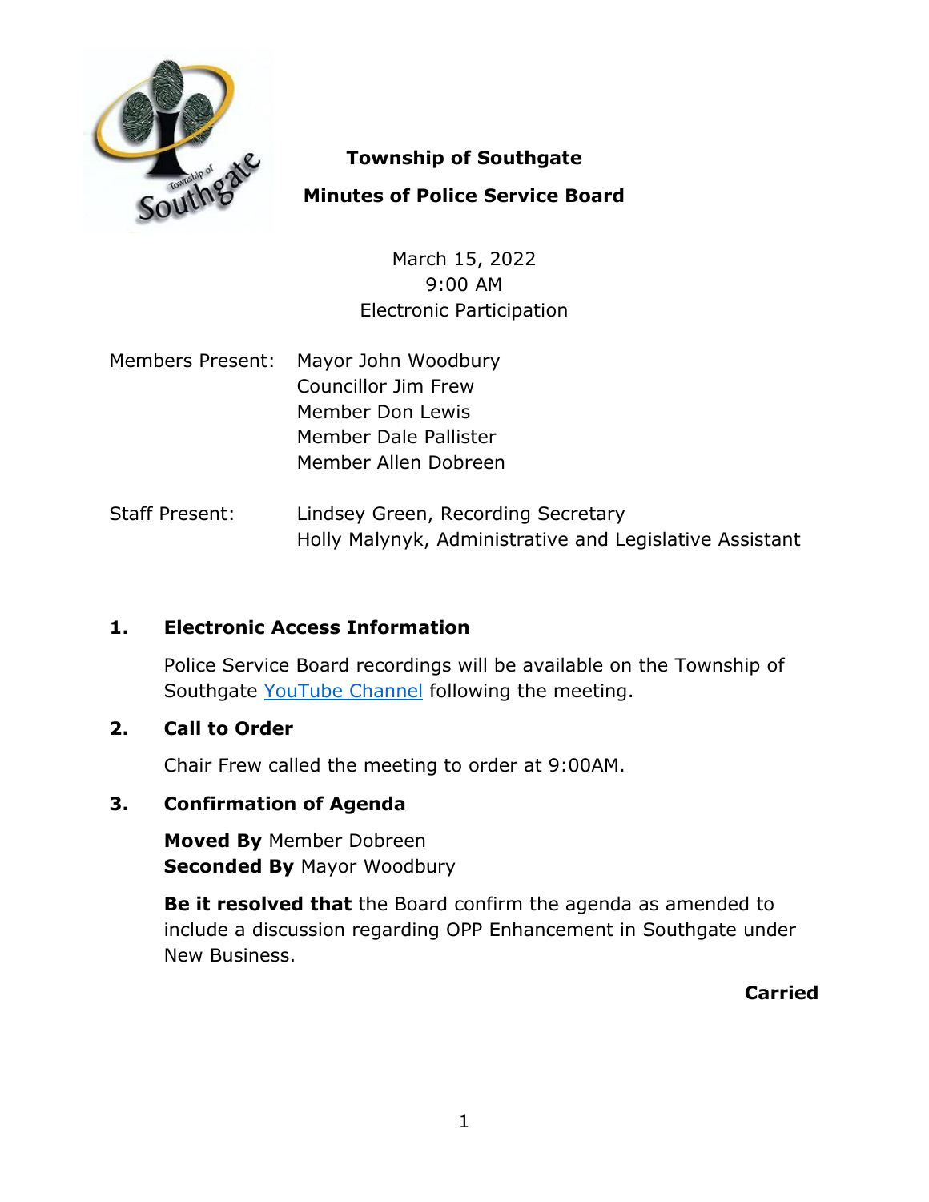# Township of Southgate

## Minutes of Police Service Board

March 15, 2022
9:00 AM
Electronic Participation

Members Present: Mayor John Woodbury
Councillor Jim Frew
Member Don Lewis
Member Dale Pallister
Member Allen Dobreen

Staff Present: Lindsey Green, Recording Secretary
Holly Malynyk, Administrative and Legislative Assistant

### 1. Electronic Access Information

Police Service Board recordings will be available on the Township of Southgate YouTube Channel following the meeting.

### 2. Call to Order

Chair Frew called the meeting to order at 9:00AM.

### 3. Confirmation of Agenda

**Moved By** Member Dobreen
**Seconded By** Mayor Woodbury

**Be it resolved that** the Board confirm the agenda as amended to include a discussion regarding OPP Enhancement in Southgate under New Business.

**Carried**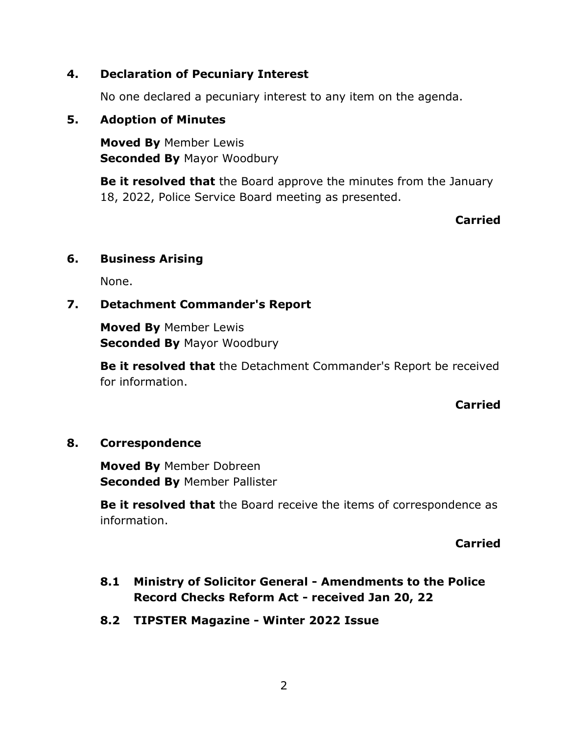## 4. Declaration of Pecuniary Interest

No one declared a pecuniary interest to any item on the agenda.

## 5. Adoption of Minutes

**Moved By** Member Lewis
**Seconded By** Mayor Woodbury

**Be it resolved that** the Board approve the minutes from the January 18, 2022, Police Service Board meeting as presented.

**Carried**

## 6. Business Arising

None.

## 7. Detachment Commander's Report

**Moved By** Member Lewis
**Seconded By** Mayor Woodbury

**Be it resolved that** the Detachment Commander's Report be received for information.

**Carried**

## 8. Correspondence

**Moved By** Member Dobreen
**Seconded By** Member Pallister

**Be it resolved that** the Board receive the items of correspondence as information.

**Carried**

### 8.1 Ministry of Solicitor General - Amendments to the Police Record Checks Reform Act - received Jan 20, 22

### 8.2 TIPSTER Magazine - Winter 2022 Issue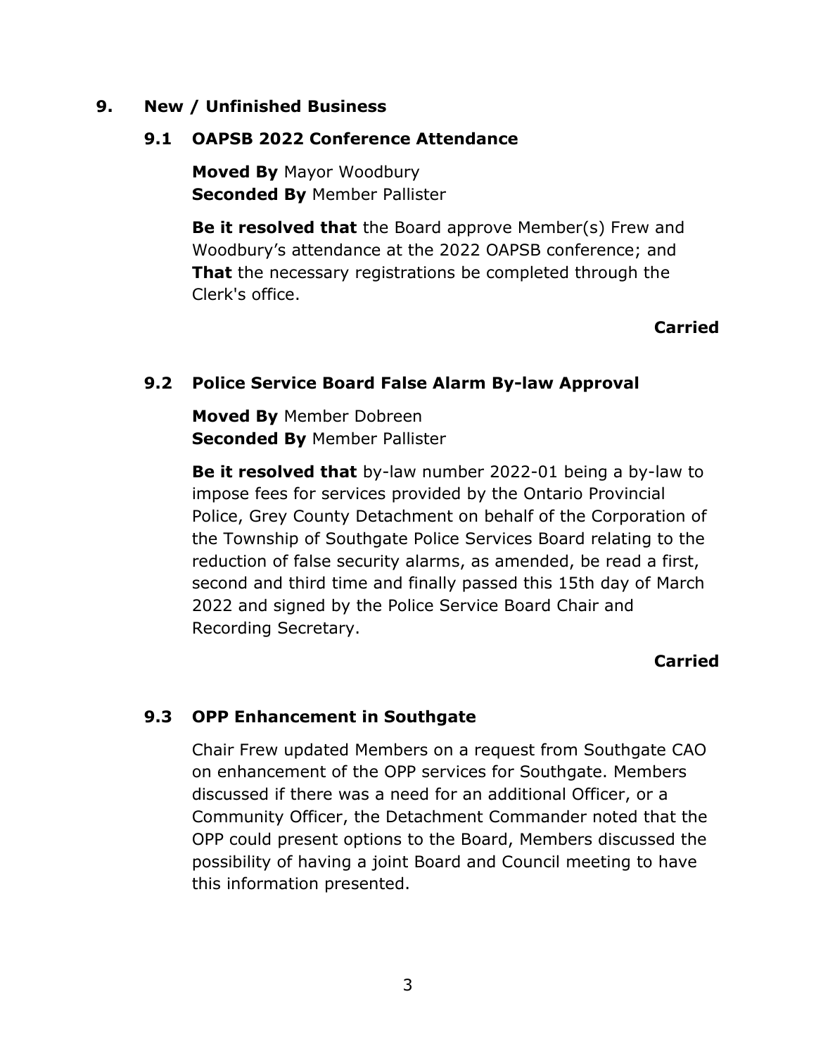## 9. New / Unfinished Business

### 9.1 OAPSB 2022 Conference Attendance

**Moved By** Mayor Woodbury
**Seconded By** Member Pallister

**Be it resolved that** the Board approve Member(s) Frew and Woodbury's attendance at the 2022 OAPSB conference; and **That** the necessary registrations be completed through the Clerk's office.

**Carried**

### 9.2 Police Service Board False Alarm By-law Approval

**Moved By** Member Dobreen
**Seconded By** Member Pallister

**Be it resolved that** by-law number 2022-01 being a by-law to impose fees for services provided by the Ontario Provincial Police, Grey County Detachment on behalf of the Corporation of the Township of Southgate Police Services Board relating to the reduction of false security alarms, as amended, be read a first, second and third time and finally passed this 15th day of March 2022 and signed by the Police Service Board Chair and Recording Secretary.

**Carried**

### 9.3 OPP Enhancement in Southgate

Chair Frew updated Members on a request from Southgate CAO on enhancement of the OPP services for Southgate. Members discussed if there was a need for an additional Officer, or a Community Officer, the Detachment Commander noted that the OPP could present options to the Board, Members discussed the possibility of having a joint Board and Council meeting to have this information presented.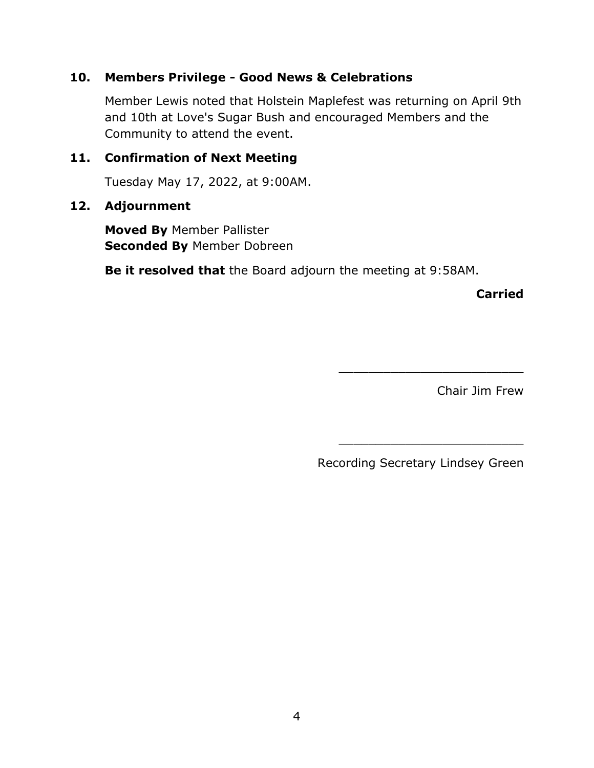## 10. Members Privilege - Good News & Celebrations

Member Lewis noted that Holstein Maplefest was returning on April 9th and 10th at Love's Sugar Bush and encouraged Members and the Community to attend the event.

## 11. Confirmation of Next Meeting

Tuesday May 17, 2022, at 9:00AM.

## 12. Adjournment

**Moved By** Member Pallister
**Seconded By** Member Dobreen

**Be it resolved that** the Board adjourn the meeting at 9:58AM.

**Carried**

_________________________

Chair Jim Frew

_________________________

Recording Secretary Lindsey Green